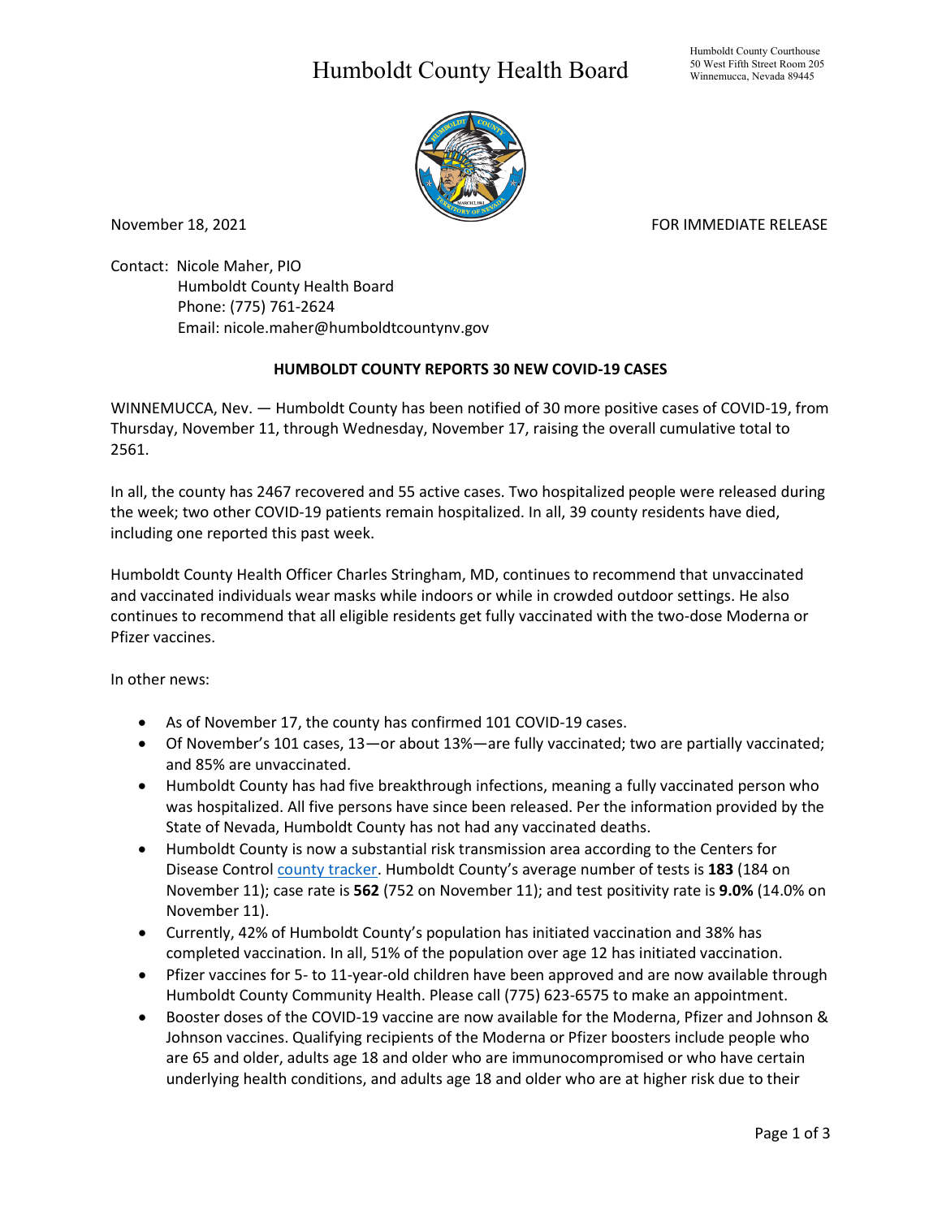# Humboldt County Health Board

Humboldt County Courthouse
50 West Fifth Street Room 205
Winnemucca, Nevada 89445

November 18, 2021

FOR IMMEDIATE RELEASE

Contact: Nicole Maher, PIO
Humboldt County Health Board
Phone: (775) 761-2624
Email: nicole.maher@humboldtcountynv.gov

**HUMBOLDT COUNTY REPORTS 30 NEW COVID-19 CASES**

WINNEMUCCA, Nev. — Humboldt County has been notified of 30 more positive cases of COVID-19, from Thursday, November 11, through Wednesday, November 17, raising the overall cumulative total to 2561.

In all, the county has 2467 recovered and 55 active cases. Two hospitalized people were released during the week; two other COVID-19 patients remain hospitalized. In all, 39 county residents have died, including one reported this past week.

Humboldt County Health Officer Charles Stringham, MD, continues to recommend that unvaccinated and vaccinated individuals wear masks while indoors or while in crowded outdoor settings. He also continues to recommend that all eligible residents get fully vaccinated with the two-dose Moderna or Pfizer vaccines.

In other news:

- As of November 17, the county has confirmed 101 COVID-19 cases.
- Of November's 101 cases, 13—or about 13%—are fully vaccinated; two are partially vaccinated; and 85% are unvaccinated.
- Humboldt County has had five breakthrough infections, meaning a fully vaccinated person who was hospitalized. All five persons have since been released. Per the information provided by the State of Nevada, Humboldt County has not had any vaccinated deaths.
- Humboldt County is now a substantial risk transmission area according to the Centers for Disease Control county tracker. Humboldt County's average number of tests is **183** (184 on November 11); case rate is **562** (752 on November 11); and test positivity rate is **9.0%** (14.0% on November 11).
- Currently, 42% of Humboldt County's population has initiated vaccination and 38% has completed vaccination. In all, 51% of the population over age 12 has initiated vaccination.
- Pfizer vaccines for 5- to 11-year-old children have been approved and are now available through Humboldt County Community Health. Please call (775) 623-6575 to make an appointment.
- Booster doses of the COVID-19 vaccine are now available for the Moderna, Pfizer and Johnson & Johnson vaccines. Qualifying recipients of the Moderna or Pfizer boosters include people who are 65 and older, adults age 18 and older who are immunocompromised or who have certain underlying health conditions, and adults age 18 and older who are at higher risk due to their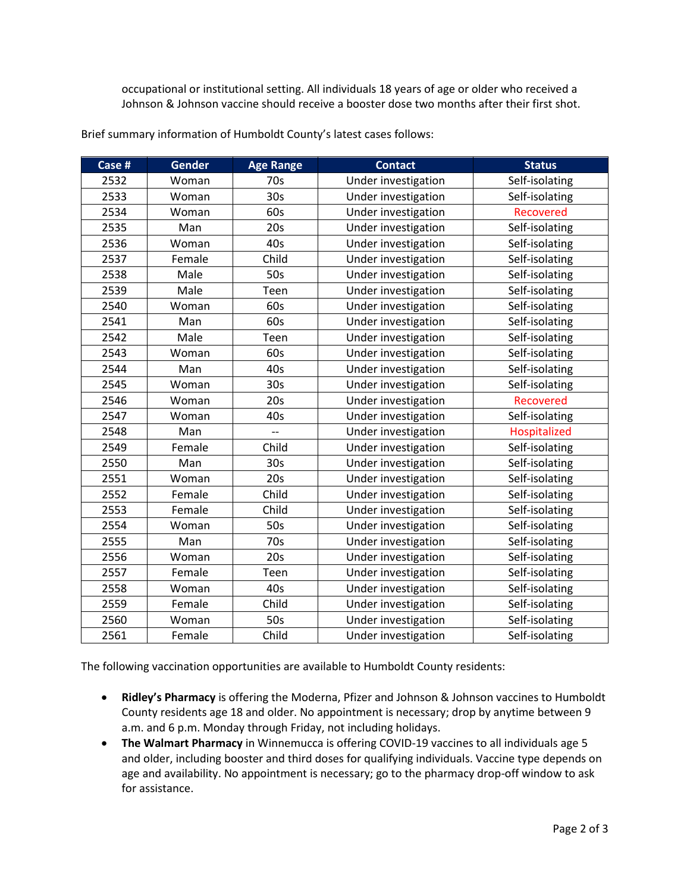occupational or institutional setting. All individuals 18 years of age or older who received a Johnson & Johnson vaccine should receive a booster dose two months after their first shot.

Brief summary information of Humboldt County's latest cases follows:

| Case # | Gender | Age Range | Contact | Status |
|---|---|---|---|---|
| 2532 | Woman | 70s | Under investigation | Self-isolating |
| 2533 | Woman | 30s | Under investigation | Self-isolating |
| 2534 | Woman | 60s | Under investigation | Recovered |
| 2535 | Man | 20s | Under investigation | Self-isolating |
| 2536 | Woman | 40s | Under investigation | Self-isolating |
| 2537 | Female | Child | Under investigation | Self-isolating |
| 2538 | Male | 50s | Under investigation | Self-isolating |
| 2539 | Male | Teen | Under investigation | Self-isolating |
| 2540 | Woman | 60s | Under investigation | Self-isolating |
| 2541 | Man | 60s | Under investigation | Self-isolating |
| 2542 | Male | Teen | Under investigation | Self-isolating |
| 2543 | Woman | 60s | Under investigation | Self-isolating |
| 2544 | Man | 40s | Under investigation | Self-isolating |
| 2545 | Woman | 30s | Under investigation | Self-isolating |
| 2546 | Woman | 20s | Under investigation | Recovered |
| 2547 | Woman | 40s | Under investigation | Self-isolating |
| 2548 | Man | -- | Under investigation | Hospitalized |
| 2549 | Female | Child | Under investigation | Self-isolating |
| 2550 | Man | 30s | Under investigation | Self-isolating |
| 2551 | Woman | 20s | Under investigation | Self-isolating |
| 2552 | Female | Child | Under investigation | Self-isolating |
| 2553 | Female | Child | Under investigation | Self-isolating |
| 2554 | Woman | 50s | Under investigation | Self-isolating |
| 2555 | Man | 70s | Under investigation | Self-isolating |
| 2556 | Woman | 20s | Under investigation | Self-isolating |
| 2557 | Female | Teen | Under investigation | Self-isolating |
| 2558 | Woman | 40s | Under investigation | Self-isolating |
| 2559 | Female | Child | Under investigation | Self-isolating |
| 2560 | Woman | 50s | Under investigation | Self-isolating |
| 2561 | Female | Child | Under investigation | Self-isolating |

The following vaccination opportunities are available to Humboldt County residents:

- **Ridley's Pharmacy** is offering the Moderna, Pfizer and Johnson & Johnson vaccines to Humboldt County residents age 18 and older. No appointment is necessary; drop by anytime between 9 a.m. and 6 p.m. Monday through Friday, not including holidays.
- **The Walmart Pharmacy** in Winnemucca is offering COVID-19 vaccines to all individuals age 5 and older, including booster and third doses for qualifying individuals. Vaccine type depends on age and availability. No appointment is necessary; go to the pharmacy drop-off window to ask for assistance.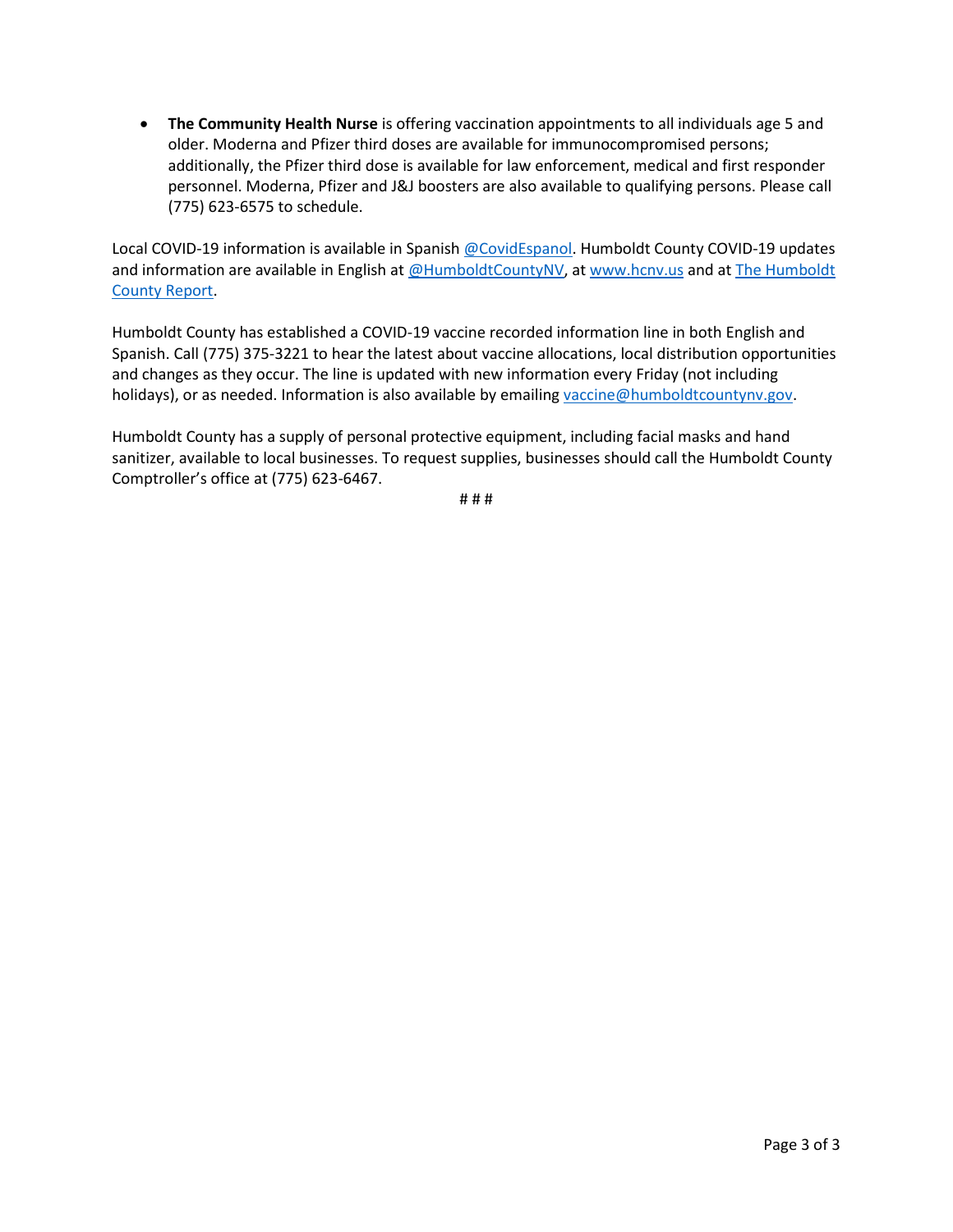- **The Community Health Nurse** is offering vaccination appointments to all individuals age 5 and older. Moderna and Pfizer third doses are available for immunocompromised persons; additionally, the Pfizer third dose is available for law enforcement, medical and first responder personnel. Moderna, Pfizer and J&J boosters are also available to qualifying persons. Please call (775) 623-6575 to schedule.

Local COVID-19 information is available in Spanish @CovidEspanol. Humboldt County COVID-19 updates and information are available in English at @HumboldtCountyNV, at www.hcnv.us and at The Humboldt County Report.

Humboldt County has established a COVID-19 vaccine recorded information line in both English and Spanish. Call (775) 375-3221 to hear the latest about vaccine allocations, local distribution opportunities and changes as they occur. The line is updated with new information every Friday (not including holidays), or as needed. Information is also available by emailing vaccine@humboldtcountynv.gov.

Humboldt County has a supply of personal protective equipment, including facial masks and hand sanitizer, available to local businesses. To request supplies, businesses should call the Humboldt County Comptroller's office at (775) 623-6467.

# # #